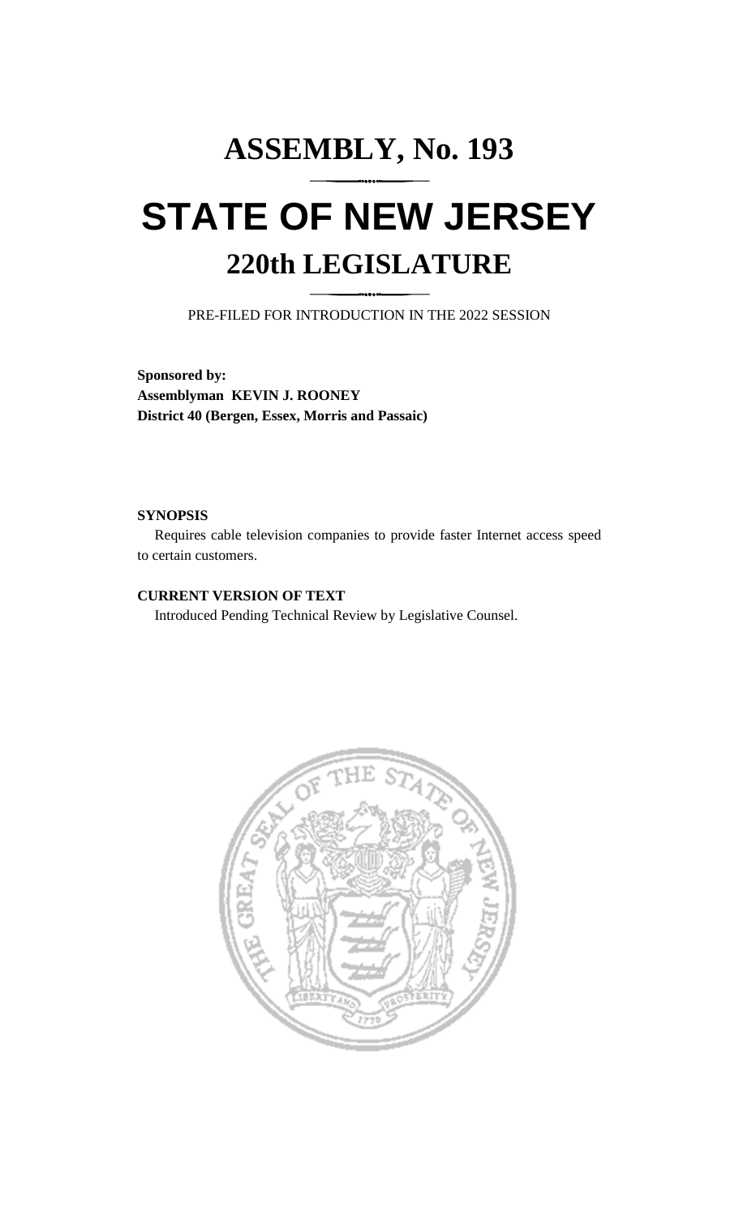# ASSEMBLY, No. 193

# STATE OF NEW JERSEY

## 220th LEGISLATURE

PRE-FILED FOR INTRODUCTION IN THE 2022 SESSION

**Sponsored by:**
**Assemblyman KEVIN J. ROONEY**
**District 40 (Bergen, Essex, Morris and Passaic)**

**SYNOPSIS**

Requires cable television companies to provide faster Internet access speed to certain customers.

**CURRENT VERSION OF TEXT**

Introduced Pending Technical Review by Legislative Counsel.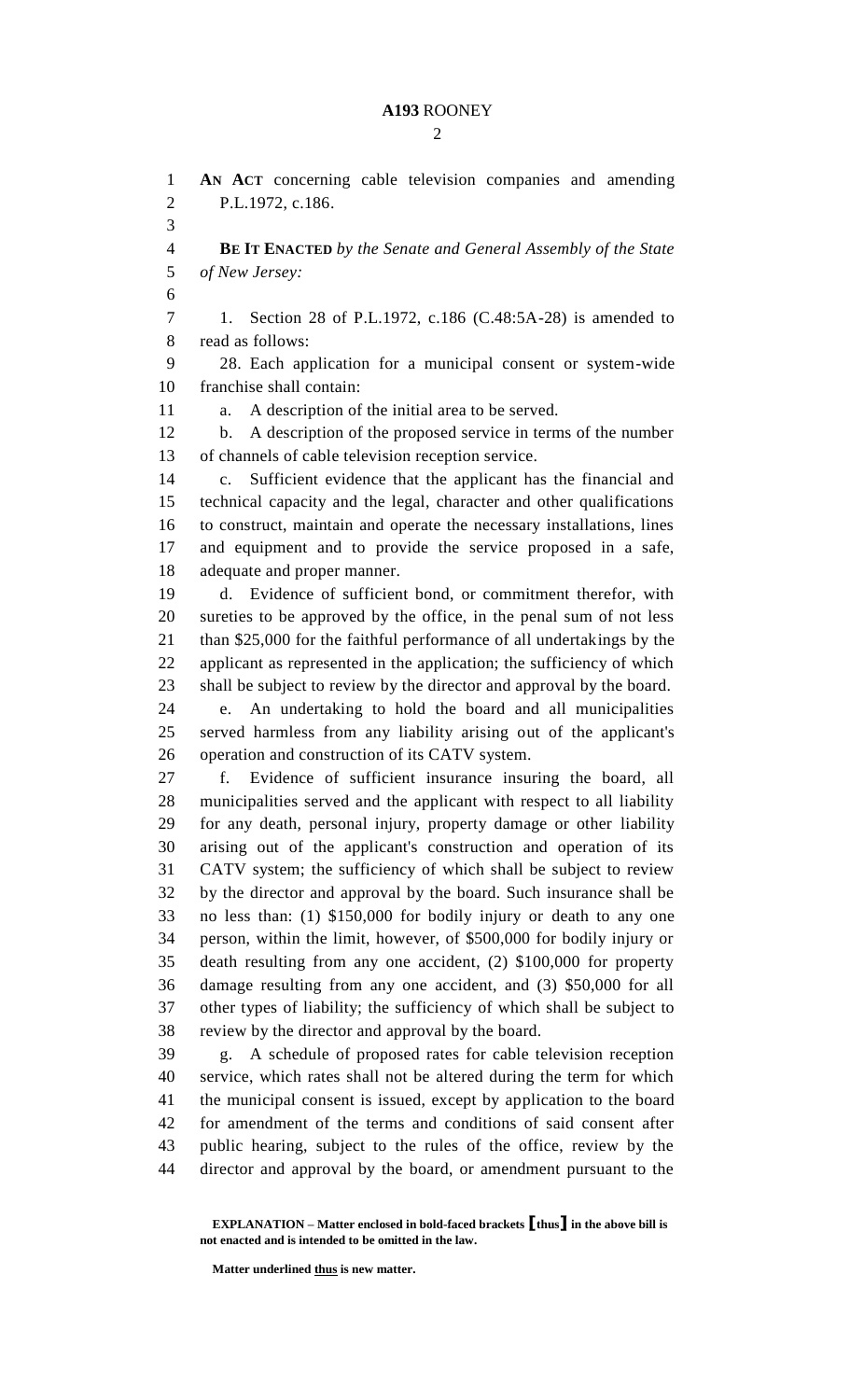**AN ACT** concerning cable television companies and amending P.L.1972, c.186.

**BE IT ENACTED** *by the Senate and General Assembly of the State of New Jersey:*

1. Section 28 of P.L.1972, c.186 (C.48:5A-28) is amended to read as follows:

28. Each application for a municipal consent or system-wide franchise shall contain:

a. A description of the initial area to be served.

b. A description of the proposed service in terms of the number of channels of cable television reception service.

c. Sufficient evidence that the applicant has the financial and technical capacity and the legal, character and other qualifications to construct, maintain and operate the necessary installations, lines and equipment and to provide the service proposed in a safe, adequate and proper manner.

d. Evidence of sufficient bond, or commitment therefor, with sureties to be approved by the office, in the penal sum of not less than $25,000 for the faithful performance of all undertakings by the applicant as represented in the application; the sufficiency of which shall be subject to review by the director and approval by the board.

e. An undertaking to hold the board and all municipalities served harmless from any liability arising out of the applicant's operation and construction of its CATV system.

f. Evidence of sufficient insurance insuring the board, all municipalities served and the applicant with respect to all liability for any death, personal injury, property damage or other liability arising out of the applicant's construction and operation of its CATV system; the sufficiency of which shall be subject to review by the director and approval by the board. Such insurance shall be no less than: (1) $150,000 for bodily injury or death to any one person, within the limit, however, of $500,000 for bodily injury or death resulting from any one accident, (2) $100,000 for property damage resulting from any one accident, and (3) $50,000 for all other types of liability; the sufficiency of which shall be subject to review by the director and approval by the board.

g. A schedule of proposed rates for cable television reception service, which rates shall not be altered during the term for which the municipal consent is issued, except by application to the board for amendment of the terms and conditions of said consent after public hearing, subject to the rules of the office, review by the director and approval by the board, or amendment pursuant to the

**EXPLANATION – Matter enclosed in bold-faced brackets [thus] in the above bill is not enacted and is intended to be omitted in the law.**

**Matter underlined thus is new matter.**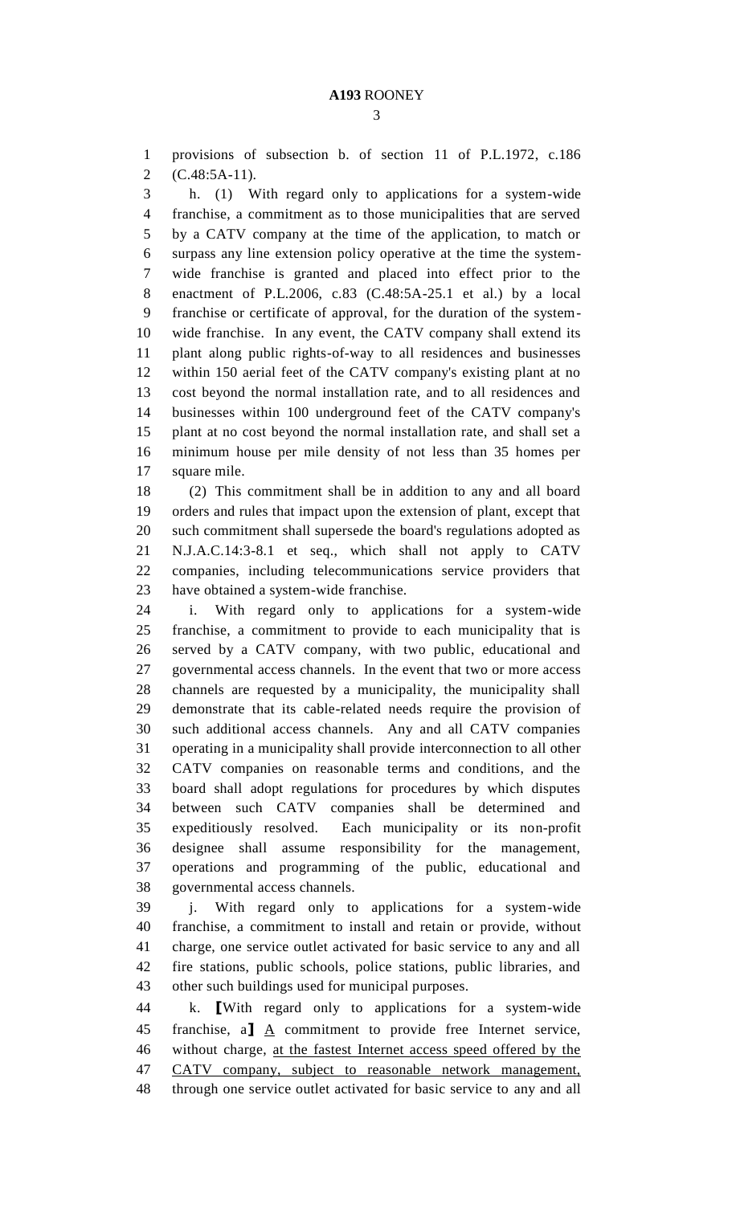provisions of subsection b. of section 11 of P.L.1972, c.186 (C.48:5A-11).

h. (1) With regard only to applications for a system-wide franchise, a commitment as to those municipalities that are served by a CATV company at the time of the application, to match or surpass any line extension policy operative at the time the system-wide franchise is granted and placed into effect prior to the enactment of P.L.2006, c.83 (C.48:5A-25.1 et al.) by a local franchise or certificate of approval, for the duration of the system-wide franchise. In any event, the CATV company shall extend its plant along public rights-of-way to all residences and businesses within 150 aerial feet of the CATV company's existing plant at no cost beyond the normal installation rate, and to all residences and businesses within 100 underground feet of the CATV company's plant at no cost beyond the normal installation rate, and shall set a minimum house per mile density of not less than 35 homes per square mile.

(2) This commitment shall be in addition to any and all board orders and rules that impact upon the extension of plant, except that such commitment shall supersede the board's regulations adopted as N.J.A.C.14:3-8.1 et seq., which shall not apply to CATV companies, including telecommunications service providers that have obtained a system-wide franchise.

i. With regard only to applications for a system-wide franchise, a commitment to provide to each municipality that is served by a CATV company, with two public, educational and governmental access channels. In the event that two or more access channels are requested by a municipality, the municipality shall demonstrate that its cable-related needs require the provision of such additional access channels. Any and all CATV companies operating in a municipality shall provide interconnection to all other CATV companies on reasonable terms and conditions, and the board shall adopt regulations for procedures by which disputes between such CATV companies shall be determined and expeditiously resolved. Each municipality or its non-profit designee shall assume responsibility for the management, operations and programming of the public, educational and governmental access channels.

j. With regard only to applications for a system-wide franchise, a commitment to install and retain or provide, without charge, one service outlet activated for basic service to any and all fire stations, public schools, police stations, public libraries, and other such buildings used for municipal purposes.

k. ⟦With regard only to applications for a system-wide franchise, a⟧ A commitment to provide free Internet service, without charge, at the fastest Internet access speed offered by the CATV company, subject to reasonable network management, through one service outlet activated for basic service to any and all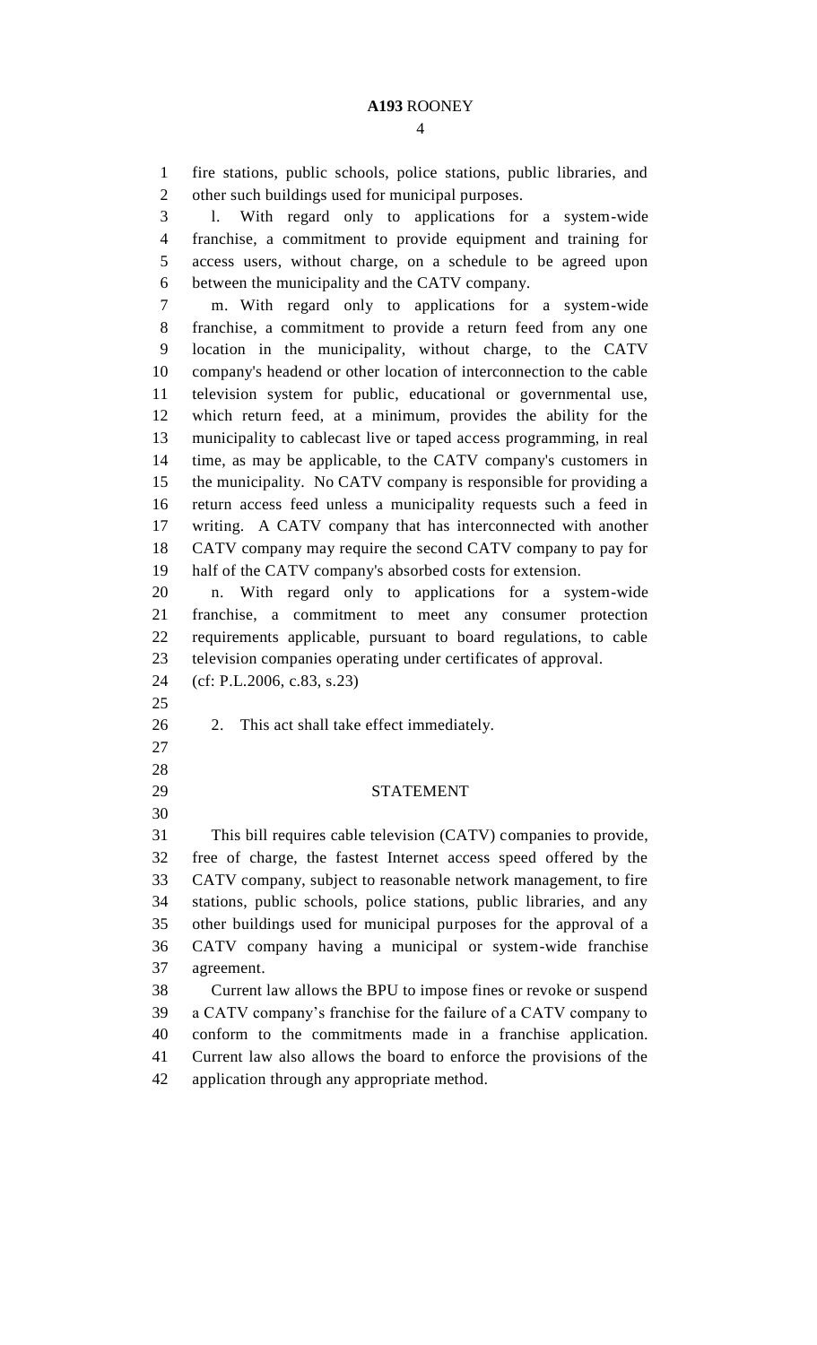fire stations, public schools, police stations, public libraries, and other such buildings used for municipal purposes.

l. With regard only to applications for a system-wide franchise, a commitment to provide equipment and training for access users, without charge, on a schedule to be agreed upon between the municipality and the CATV company.

m. With regard only to applications for a system-wide franchise, a commitment to provide a return feed from any one location in the municipality, without charge, to the CATV company's headend or other location of interconnection to the cable television system for public, educational or governmental use, which return feed, at a minimum, provides the ability for the municipality to cablecast live or taped access programming, in real time, as may be applicable, to the CATV company's customers in the municipality. No CATV company is responsible for providing a return access feed unless a municipality requests such a feed in writing. A CATV company that has interconnected with another CATV company may require the second CATV company to pay for half of the CATV company's absorbed costs for extension.

n. With regard only to applications for a system-wide franchise, a commitment to meet any consumer protection requirements applicable, pursuant to board regulations, to cable television companies operating under certificates of approval.

(cf: P.L.2006, c.83, s.23)

2. This act shall take effect immediately.

## STATEMENT

This bill requires cable television (CATV) companies to provide, free of charge, the fastest Internet access speed offered by the CATV company, subject to reasonable network management, to fire stations, public schools, police stations, public libraries, and any other buildings used for municipal purposes for the approval of a CATV company having a municipal or system-wide franchise agreement.

Current law allows the BPU to impose fines or revoke or suspend a CATV company's franchise for the failure of a CATV company to conform to the commitments made in a franchise application. Current law also allows the board to enforce the provisions of the application through any appropriate method.